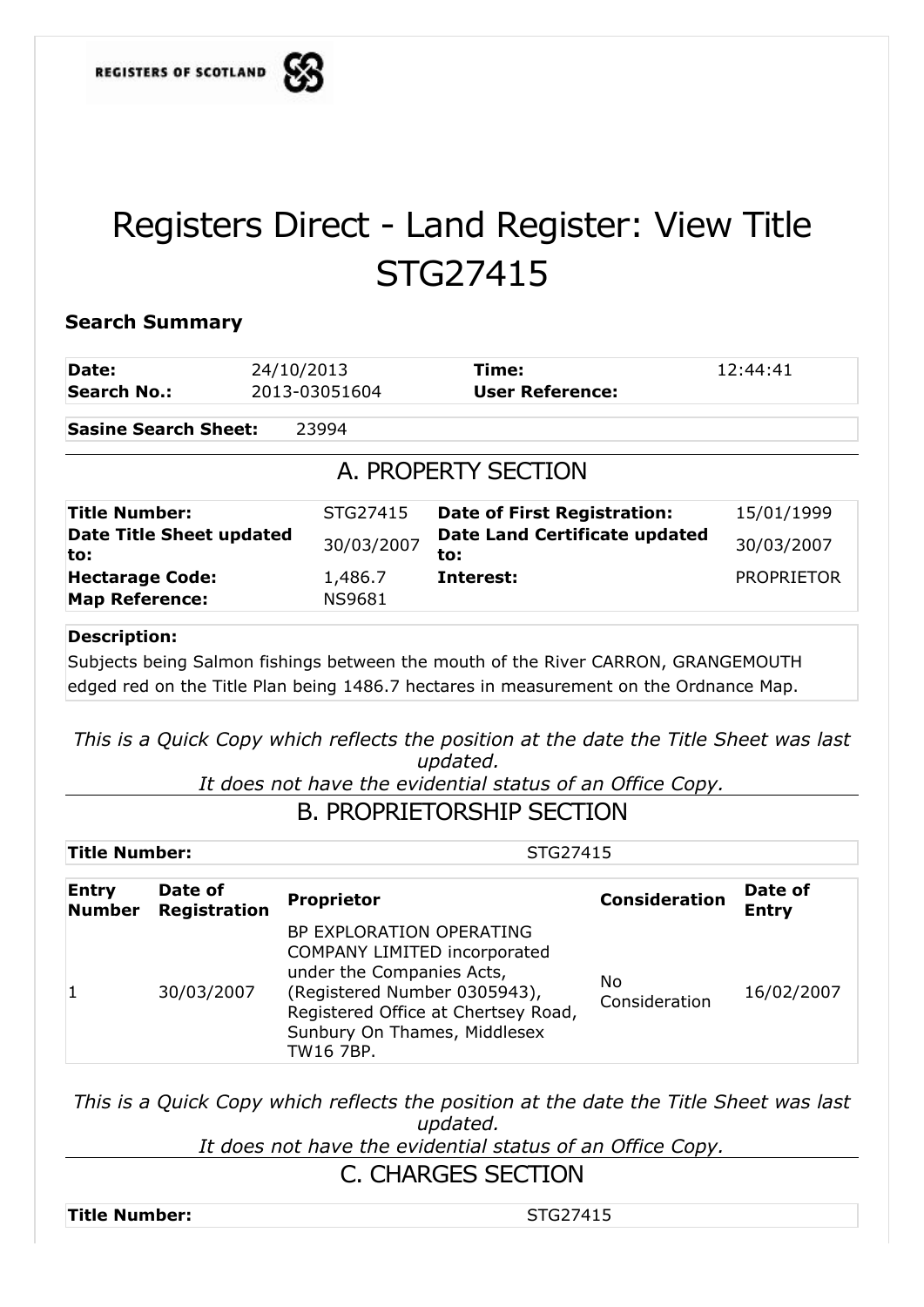REGISTERS OF SCOTLAND

# Registers Direct - Land Register: View Title STG27415

### Search Summary

| | | | |
|---|---|---|---|
| **Date:** | 24/10/2013 | **Time:** | 12:44:41 |
| **Search No.:** | 2013-03051604 | **User Reference:** | |

| | |
|---|---|
| **Sasine Search Sheet:** | 23994 |

## A. PROPERTY SECTION

| | | | |
|---|---|---|---|
| **Title Number:** | STG27415 | **Date of First Registration:** | 15/01/1999 |
| **Date Title Sheet updated to:** | 30/03/2007 | **Date Land Certificate updated to:** | 30/03/2007 |
| **Hectarage Code:** | 1,486.7 | **Interest:** | PROPRIETOR |
| **Map Reference:** | NS9681 | | |

**Description:**

Subjects being Salmon fishings between the mouth of the River CARRON, GRANGEMOUTH edged red on the Title Plan being 1486.7 hectares in measurement on the Ordnance Map.

*This is a Quick Copy which reflects the position at the date the Title Sheet was last updated.*
*It does not have the evidential status of an Office Copy.*

## B. PROPRIETORSHIP SECTION

| | |
|---|---|
| **Title Number:** | STG27415 |

| Entry Number | Date of Registration | Proprietor | Consideration | Date of Entry |
|---|---|---|---|---|
| 1 | 30/03/2007 | BP EXPLORATION OPERATING COMPANY LIMITED incorporated under the Companies Acts, (Registered Number 0305943), Registered Office at Chertsey Road, Sunbury On Thames, Middlesex TW16 7BP. | No Consideration | 16/02/2007 |

*This is a Quick Copy which reflects the position at the date the Title Sheet was last updated.*
*It does not have the evidential status of an Office Copy.*

## C. CHARGES SECTION

| | |
|---|---|
| **Title Number:** | STG27415 |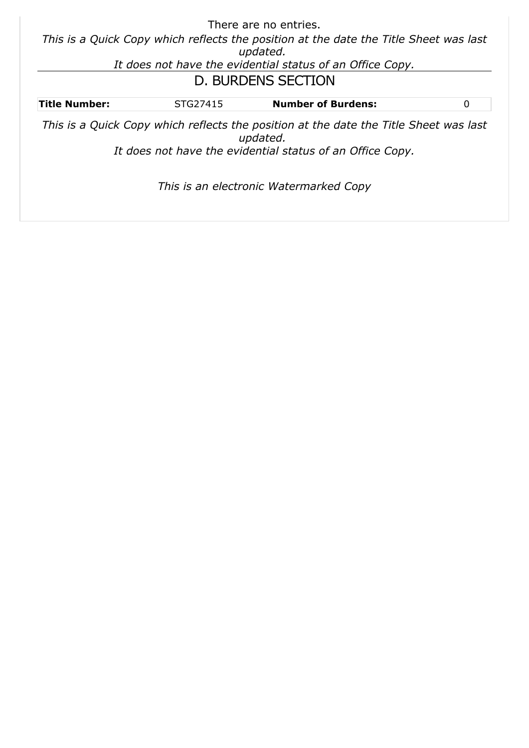There are no entries.

*This is a Quick Copy which reflects the position at the date the Title Sheet was last updated.*

*It does not have the evidential status of an Office Copy.*

## D. BURDENS SECTION

| | | | |
|---|---|---|---|
| **Title Number:** | STG27415 | **Number of Burdens:** | 0 |

*This is a Quick Copy which reflects the position at the date the Title Sheet was last updated.*

*It does not have the evidential status of an Office Copy.*

*This is an electronic Watermarked Copy*